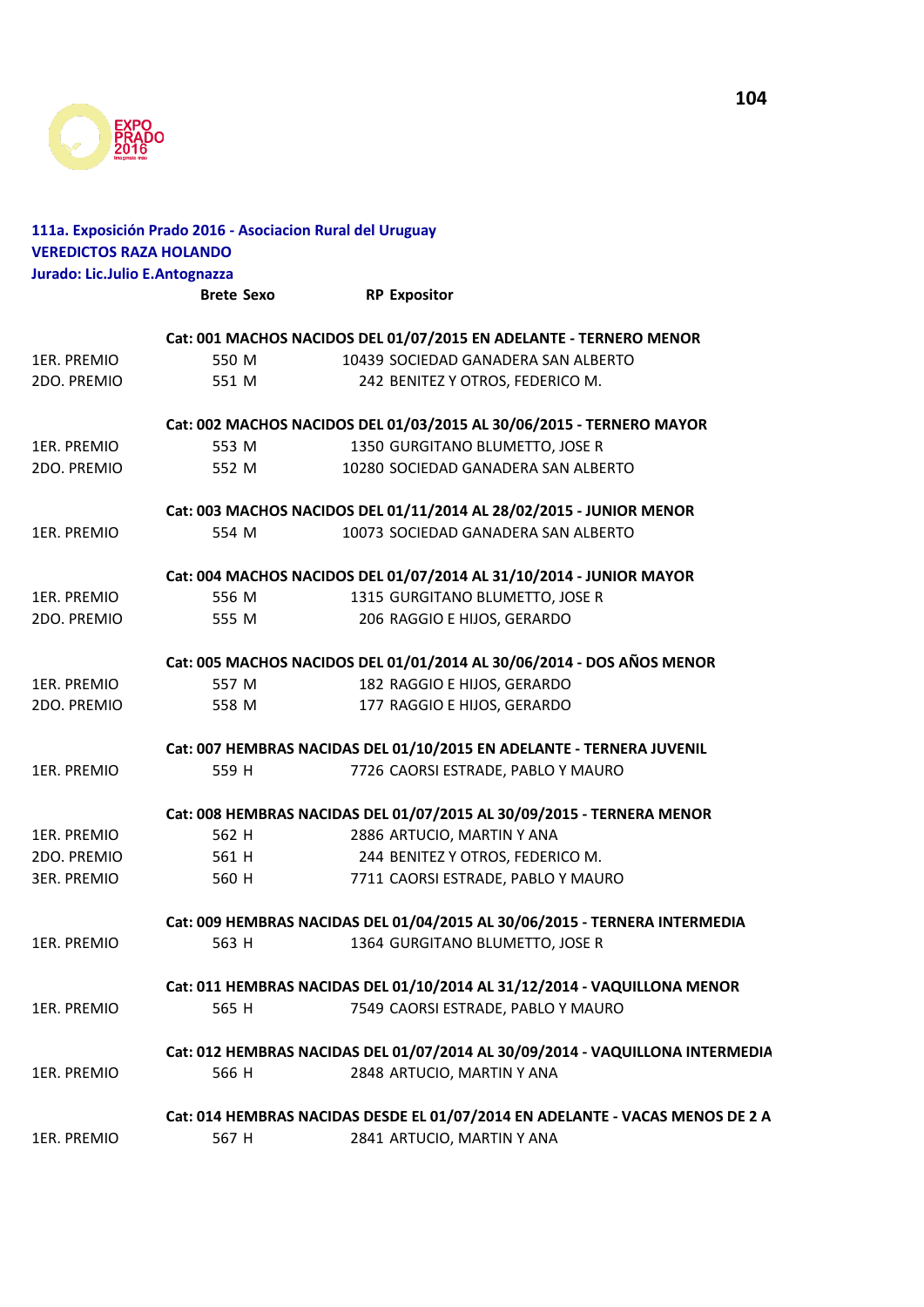**111a. Exposición Prado 2016 - Asociacion Rural del Uruguay**
**VEREDICTOS RAZA HOLANDO**
**Jurado: Lic.Julio E.Antognazza**

| | Brete | Sexo | RP | Expositor |
|---|---|---|---|---|
| | | | | **Cat: 001 MACHOS NACIDOS DEL 01/07/2015 EN ADELANTE - TERNERO MENOR** |
| 1ER. PREMIO | 550 | M | 10439 | SOCIEDAD GANADERA SAN ALBERTO |
| 2DO. PREMIO | 551 | M | 242 | BENITEZ Y OTROS, FEDERICO M. |
| | | | | **Cat: 002 MACHOS NACIDOS DEL 01/03/2015 AL 30/06/2015 - TERNERO MAYOR** |
| 1ER. PREMIO | 553 | M | 1350 | GURGITANO BLUMETTO, JOSE R |
| 2DO. PREMIO | 552 | M | 10280 | SOCIEDAD GANADERA SAN ALBERTO |
| | | | | **Cat: 003 MACHOS NACIDOS DEL 01/11/2014 AL 28/02/2015 - JUNIOR MENOR** |
| 1ER. PREMIO | 554 | M | 10073 | SOCIEDAD GANADERA SAN ALBERTO |
| | | | | **Cat: 004 MACHOS NACIDOS DEL 01/07/2014 AL 31/10/2014 - JUNIOR MAYOR** |
| 1ER. PREMIO | 556 | M | 1315 | GURGITANO BLUMETTO, JOSE R |
| 2DO. PREMIO | 555 | M | 206 | RAGGIO E HIJOS, GERARDO |
| | | | | **Cat: 005 MACHOS NACIDOS DEL 01/01/2014 AL 30/06/2014 - DOS AÑOS MENOR** |
| 1ER. PREMIO | 557 | M | 182 | RAGGIO E HIJOS, GERARDO |
| 2DO. PREMIO | 558 | M | 177 | RAGGIO E HIJOS, GERARDO |
| | | | | **Cat: 007 HEMBRAS NACIDAS DEL 01/10/2015 EN ADELANTE - TERNERA JUVENIL** |
| 1ER. PREMIO | 559 | H | 7726 | CAORSI ESTRADE, PABLO Y MAURO |
| | | | | **Cat: 008 HEMBRAS NACIDAS DEL 01/07/2015 AL 30/09/2015 - TERNERA MENOR** |
| 1ER. PREMIO | 562 | H | 2886 | ARTUCIO, MARTIN Y ANA |
| 2DO. PREMIO | 561 | H | 244 | BENITEZ Y OTROS, FEDERICO M. |
| 3ER. PREMIO | 560 | H | 7711 | CAORSI ESTRADE, PABLO Y MAURO |
| | | | | **Cat: 009 HEMBRAS NACIDAS DEL 01/04/2015 AL 30/06/2015 - TERNERA INTERMEDIA** |
| 1ER. PREMIO | 563 | H | 1364 | GURGITANO BLUMETTO, JOSE R |
| | | | | **Cat: 011 HEMBRAS NACIDAS DEL 01/10/2014 AL 31/12/2014 - VAQUILLONA MENOR** |
| 1ER. PREMIO | 565 | H | 7549 | CAORSI ESTRADE, PABLO Y MAURO |
| | | | | **Cat: 012 HEMBRAS NACIDAS DEL 01/07/2014 AL 30/09/2014 - VAQUILLONA INTERMEDIA** |
| 1ER. PREMIO | 566 | H | 2848 | ARTUCIO, MARTIN Y ANA |
| | | | | **Cat: 014 HEMBRAS NACIDAS DESDE EL 01/07/2014 EN ADELANTE - VACAS MENOS DE 2 A** |
| 1ER. PREMIO | 567 | H | 2841 | ARTUCIO, MARTIN Y ANA |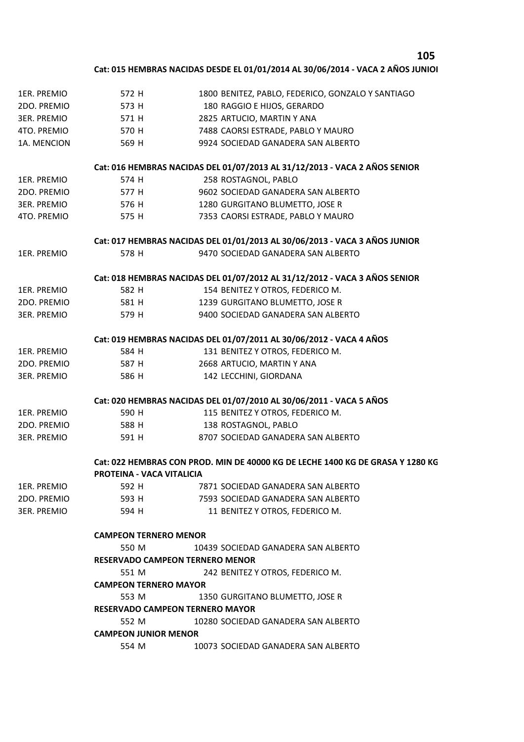**Cat: 015 HEMBRAS NACIDAS DESDE EL 01/01/2014 AL 30/06/2014 - VACA 2 AÑOS JUNIOI**

| | | | |
|---|---|---|---|
| 1ER. PREMIO | 572 H | 1800 | BENITEZ, PABLO, FEDERICO, GONZALO Y SANTIAGO |
| 2DO. PREMIO | 573 H | 180 | RAGGIO E HIJOS, GERARDO |
| 3ER. PREMIO | 571 H | 2825 | ARTUCIO, MARTIN Y ANA |
| 4TO. PREMIO | 570 H | 7488 | CAORSI ESTRADE, PABLO Y MAURO |
| 1A. MENCION | 569 H | 9924 | SOCIEDAD GANADERA SAN ALBERTO |

**Cat: 016 HEMBRAS NACIDAS DEL 01/07/2013 AL 31/12/2013 - VACA 2 AÑOS SENIOR**

| | | | |
|---|---|---|---|
| 1ER. PREMIO | 574 H | 258 | ROSTAGNOL, PABLO |
| 2DO. PREMIO | 577 H | 9602 | SOCIEDAD GANADERA SAN ALBERTO |
| 3ER. PREMIO | 576 H | 1280 | GURGITANO BLUMETTO, JOSE R |
| 4TO. PREMIO | 575 H | 7353 | CAORSI ESTRADE, PABLO Y MAURO |

**Cat: 017 HEMBRAS NACIDAS DEL 01/01/2013 AL 30/06/2013 - VACA 3 AÑOS JUNIOR**

| | | | |
|---|---|---|---|
| 1ER. PREMIO | 578 H | 9470 | SOCIEDAD GANADERA SAN ALBERTO |

**Cat: 018 HEMBRAS NACIDAS DEL 01/07/2012 AL 31/12/2012 - VACA 3 AÑOS SENIOR**

| | | | |
|---|---|---|---|
| 1ER. PREMIO | 582 H | 154 | BENITEZ Y OTROS, FEDERICO M. |
| 2DO. PREMIO | 581 H | 1239 | GURGITANO BLUMETTO, JOSE R |
| 3ER. PREMIO | 579 H | 9400 | SOCIEDAD GANADERA SAN ALBERTO |

**Cat: 019 HEMBRAS NACIDAS DEL 01/07/2011 AL 30/06/2012 - VACA 4 AÑOS**

| | | | |
|---|---|---|---|
| 1ER. PREMIO | 584 H | 131 | BENITEZ Y OTROS, FEDERICO M. |
| 2DO. PREMIO | 587 H | 2668 | ARTUCIO, MARTIN Y ANA |
| 3ER. PREMIO | 586 H | 142 | LECCHINI, GIORDANA |

**Cat: 020 HEMBRAS NACIDAS DEL 01/07/2010 AL 30/06/2011 - VACA 5 AÑOS**

| | | | |
|---|---|---|---|
| 1ER. PREMIO | 590 H | 115 | BENITEZ Y OTROS, FEDERICO M. |
| 2DO. PREMIO | 588 H | 138 | ROSTAGNOL, PABLO |
| 3ER. PREMIO | 591 H | 8707 | SOCIEDAD GANADERA SAN ALBERTO |

**Cat: 022 HEMBRAS CON PROD. MIN DE 40000 KG DE LECHE 1400 KG DE GRASA Y 1280 KG PROTEINA - VACA VITALICIA**

| | | | |
|---|---|---|---|
| 1ER. PREMIO | 592 H | 7871 | SOCIEDAD GANADERA SAN ALBERTO |
| 2DO. PREMIO | 593 H | 7593 | SOCIEDAD GANADERA SAN ALBERTO |
| 3ER. PREMIO | 594 H | 11 | BENITEZ Y OTROS, FEDERICO M. |

**CAMPEON TERNERO MENOR**

550 M 10439 SOCIEDAD GANADERA SAN ALBERTO

**RESERVADO CAMPEON TERNERO MENOR**

551 M 242 BENITEZ Y OTROS, FEDERICO M.

**CAMPEON TERNERO MAYOR**

553 M 1350 GURGITANO BLUMETTO, JOSE R

**RESERVADO CAMPEON TERNERO MAYOR**

552 M 10280 SOCIEDAD GANADERA SAN ALBERTO

**CAMPEON JUNIOR MENOR**

554 M 10073 SOCIEDAD GANADERA SAN ALBERTO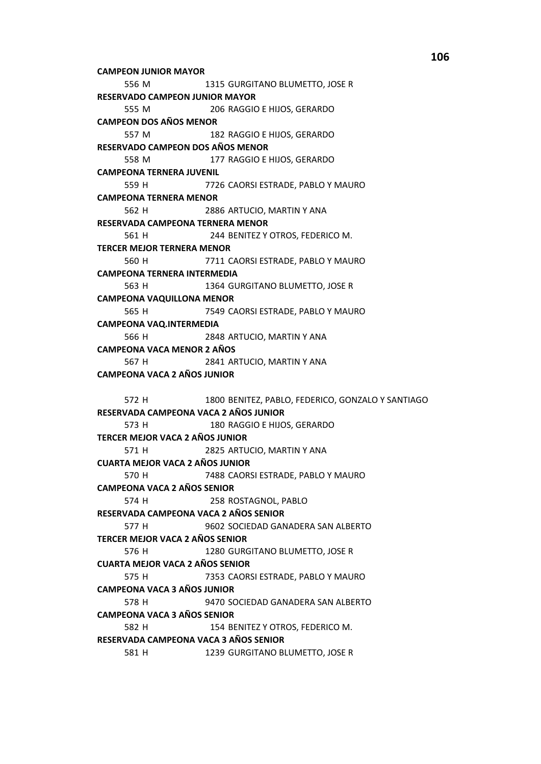**CAMPEON JUNIOR MAYOR**

556 M 1315 GURGITANO BLUMETTO, JOSE R

**RESERVADO CAMPEON JUNIOR MAYOR**

555 M 206 RAGGIO E HIJOS, GERARDO

**CAMPEON DOS AÑOS MENOR**

557 M 182 RAGGIO E HIJOS, GERARDO

**RESERVADO CAMPEON DOS AÑOS MENOR**

558 M 177 RAGGIO E HIJOS, GERARDO

**CAMPEONA TERNERA JUVENIL**

559 H 7726 CAORSI ESTRADE, PABLO Y MAURO

**CAMPEONA TERNERA MENOR**

562 H 2886 ARTUCIO, MARTIN Y ANA

**RESERVADA CAMPEONA TERNERA MENOR**

561 H 244 BENITEZ Y OTROS, FEDERICO M.

**TERCER MEJOR TERNERA MENOR**

560 H 7711 CAORSI ESTRADE, PABLO Y MAURO

**CAMPEONA TERNERA INTERMEDIA**

563 H 1364 GURGITANO BLUMETTO, JOSE R

**CAMPEONA VAQUILLONA MENOR**

565 H 7549 CAORSI ESTRADE, PABLO Y MAURO

**CAMPEONA VAQ.INTERMEDIA**

566 H 2848 ARTUCIO, MARTIN Y ANA

**CAMPEONA VACA MENOR 2 AÑOS**

567 H 2841 ARTUCIO, MARTIN Y ANA

**CAMPEONA VACA 2 AÑOS JUNIOR**

572 H 1800 BENITEZ, PABLO, FEDERICO, GONZALO Y SANTIAGO

**RESERVADA CAMPEONA VACA 2 AÑOS JUNIOR**

573 H 180 RAGGIO E HIJOS, GERARDO

**TERCER MEJOR VACA 2 AÑOS JUNIOR**

571 H 2825 ARTUCIO, MARTIN Y ANA

**CUARTA MEJOR VACA 2 AÑOS JUNIOR**

570 H 7488 CAORSI ESTRADE, PABLO Y MAURO

**CAMPEONA VACA 2 AÑOS SENIOR**

574 H 258 ROSTAGNOL, PABLO

**RESERVADA CAMPEONA VACA 2 AÑOS SENIOR**

577 H 9602 SOCIEDAD GANADERA SAN ALBERTO

**TERCER MEJOR VACA 2 AÑOS SENIOR**

576 H 1280 GURGITANO BLUMETTO, JOSE R

**CUARTA MEJOR VACA 2 AÑOS SENIOR**

575 H 7353 CAORSI ESTRADE, PABLO Y MAURO

**CAMPEONA VACA 3 AÑOS JUNIOR**

578 H 9470 SOCIEDAD GANADERA SAN ALBERTO

**CAMPEONA VACA 3 AÑOS SENIOR**

582 H 154 BENITEZ Y OTROS, FEDERICO M.

**RESERVADA CAMPEONA VACA 3 AÑOS SENIOR**

581 H 1239 GURGITANO BLUMETTO, JOSE R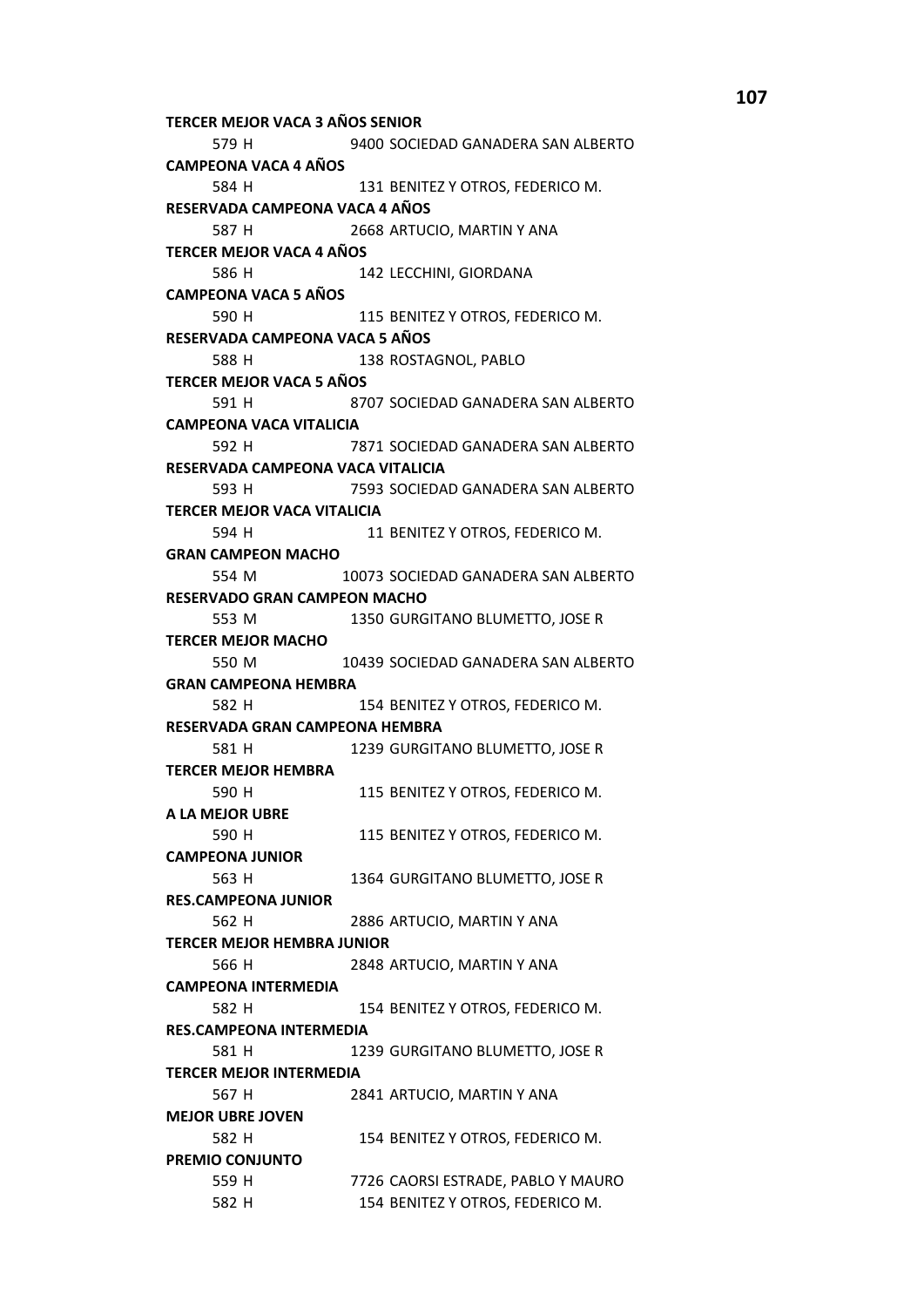**TERCER MEJOR VACA 3 AÑOS SENIOR**

579 H 9400 SOCIEDAD GANADERA SAN ALBERTO

**CAMPEONA VACA 4 AÑOS**

584 H 131 BENITEZ Y OTROS, FEDERICO M.

**RESERVADA CAMPEONA VACA 4 AÑOS**

587 H 2668 ARTUCIO, MARTIN Y ANA

**TERCER MEJOR VACA 4 AÑOS**

586 H 142 LECCHINI, GIORDANA

**CAMPEONA VACA 5 AÑOS**

590 H 115 BENITEZ Y OTROS, FEDERICO M.

**RESERVADA CAMPEONA VACA 5 AÑOS**

588 H 138 ROSTAGNOL, PABLO

**TERCER MEJOR VACA 5 AÑOS**

591 H 8707 SOCIEDAD GANADERA SAN ALBERTO

**CAMPEONA VACA VITALICIA**

592 H 7871 SOCIEDAD GANADERA SAN ALBERTO

**RESERVADA CAMPEONA VACA VITALICIA**

593 H 7593 SOCIEDAD GANADERA SAN ALBERTO

**TERCER MEJOR VACA VITALICIA**

594 H 11 BENITEZ Y OTROS, FEDERICO M.

**GRAN CAMPEON MACHO**

554 M 10073 SOCIEDAD GANADERA SAN ALBERTO

**RESERVADO GRAN CAMPEON MACHO**

553 M 1350 GURGITANO BLUMETTO, JOSE R

**TERCER MEJOR MACHO**

550 M 10439 SOCIEDAD GANADERA SAN ALBERTO

**GRAN CAMPEONA HEMBRA**

582 H 154 BENITEZ Y OTROS, FEDERICO M.

**RESERVADA GRAN CAMPEONA HEMBRA**

581 H 1239 GURGITANO BLUMETTO, JOSE R

**TERCER MEJOR HEMBRA**

590 H 115 BENITEZ Y OTROS, FEDERICO M.

**A LA MEJOR UBRE**

590 H 115 BENITEZ Y OTROS, FEDERICO M.

**CAMPEONA JUNIOR**

563 H 1364 GURGITANO BLUMETTO, JOSE R

**RES.CAMPEONA JUNIOR**

562 H 2886 ARTUCIO, MARTIN Y ANA

**TERCER MEJOR HEMBRA JUNIOR**

566 H 2848 ARTUCIO, MARTIN Y ANA

**CAMPEONA INTERMEDIA**

582 H 154 BENITEZ Y OTROS, FEDERICO M.

**RES.CAMPEONA INTERMEDIA**

581 H 1239 GURGITANO BLUMETTO, JOSE R

**TERCER MEJOR INTERMEDIA**

567 H 2841 ARTUCIO, MARTIN Y ANA

**MEJOR UBRE JOVEN**

582 H 154 BENITEZ Y OTROS, FEDERICO M.

**PREMIO CONJUNTO**

559 H 7726 CAORSI ESTRADE, PABLO Y MAURO

582 H 154 BENITEZ Y OTROS, FEDERICO M.